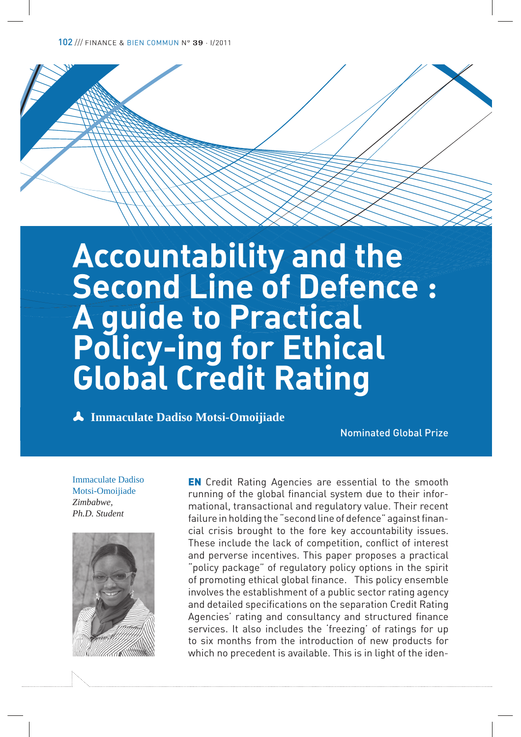# Accountability and the Second Line of Defence : A guide to Practical Policy-ing for Ethical Global Credit Rating

**Immaculate Dadiso Motsi-Omoijiade**

Nominated Global Prize

Immaculate Dadiso Motsi-Omoijiade
*Zimbabwe,*
*Ph.D. Student*

**EN** Credit Rating Agencies are essential to the smooth running of the global financial system due to their informational, transactional and regulatory value. Their recent failure in holding the "second line of defence" against financial crisis brought to the fore key accountability issues. These include the lack of competition, conflict of interest and perverse incentives. This paper proposes a practical "policy package" of regulatory policy options in the spirit of promoting ethical global finance. This policy ensemble involves the establishment of a public sector rating agency and detailed specifications on the separation Credit Rating Agencies' rating and consultancy and structured finance services. It also includes the 'freezing' of ratings for up to six months from the introduction of new products for which no precedent is available. This is in light of the iden-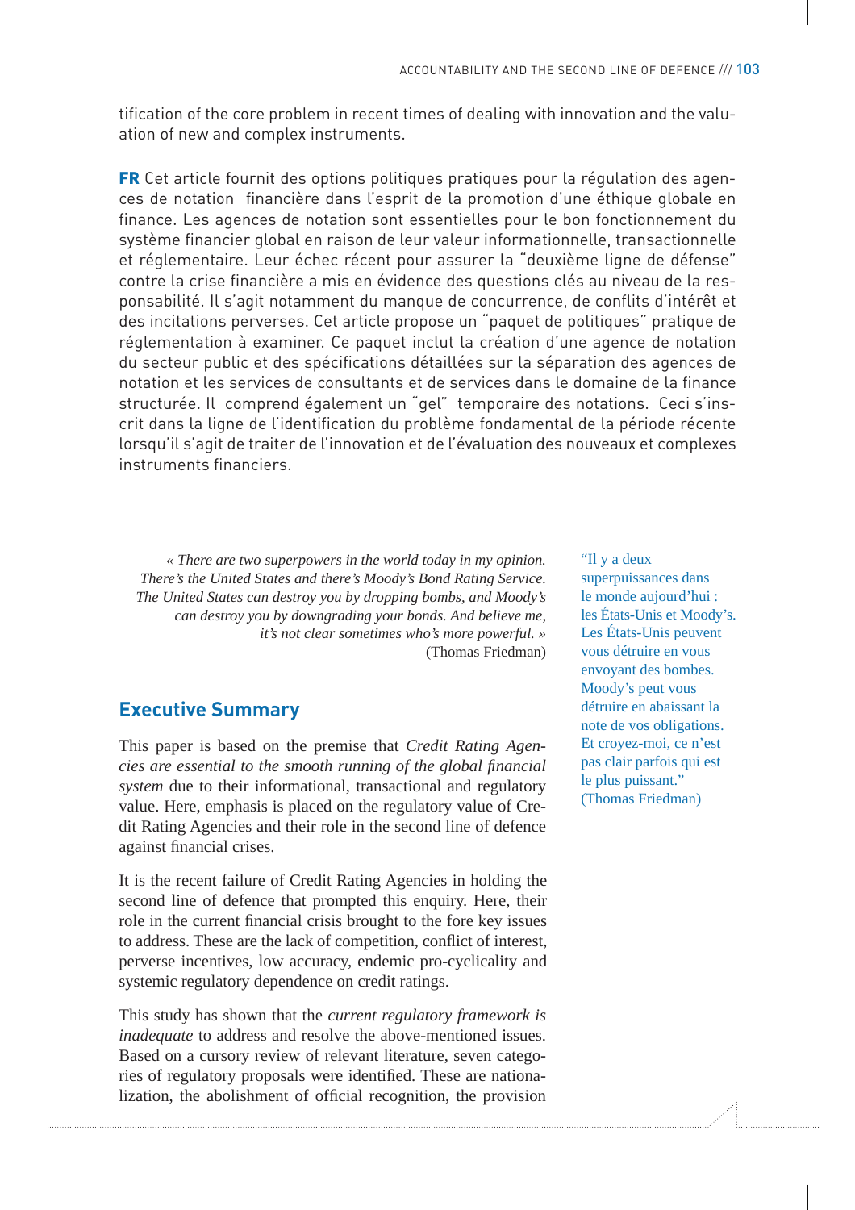tification of the core problem in recent times of dealing with innovation and the valuation of new and complex instruments.

**FR** Cet article fournit des options politiques pratiques pour la régulation des agences de notation financière dans l'esprit de la promotion d'une éthique globale en finance. Les agences de notation sont essentielles pour le bon fonctionnement du système financier global en raison de leur valeur informationnelle, transactionnelle et réglementaire. Leur échec récent pour assurer la "deuxième ligne de défense" contre la crise financière a mis en évidence des questions clés au niveau de la responsabilité. Il s'agit notamment du manque de concurrence, de conflits d'intérêt et des incitations perverses. Cet article propose un "paquet de politiques" pratique de réglementation à examiner. Ce paquet inclut la création d'une agence de notation du secteur public et des spécifications détaillées sur la séparation des agences de notation et les services de consultants et de services dans le domaine de la finance structurée. Il comprend également un "gel" temporaire des notations. Ceci s'inscrit dans la ligne de l'identification du problème fondamental de la période récente lorsqu'il s'agit de traiter de l'innovation et de l'évaluation des nouveaux et complexes instruments financiers.

> *« There are two superpowers in the world today in my opinion. There's the United States and there's Moody's Bond Rating Service. The United States can destroy you by dropping bombs, and Moody's can destroy you by downgrading your bonds. And believe me, it's not clear sometimes who's more powerful. »*
> (Thomas Friedman)

"Il y a deux superpuissances dans le monde aujourd'hui : les États-Unis et Moody's. Les États-Unis peuvent vous détruire en vous envoyant des bombes. Moody's peut vous détruire en abaissant la note de vos obligations. Et croyez-moi, ce n'est pas clair parfois qui est le plus puissant." (Thomas Friedman)

## Executive Summary

This paper is based on the premise that *Credit Rating Agencies are essential to the smooth running of the global financial system* due to their informational, transactional and regulatory value. Here, emphasis is placed on the regulatory value of Credit Rating Agencies and their role in the second line of defence against financial crises.

It is the recent failure of Credit Rating Agencies in holding the second line of defence that prompted this enquiry. Here, their role in the current financial crisis brought to the fore key issues to address. These are the lack of competition, conflict of interest, perverse incentives, low accuracy, endemic pro-cyclicality and systemic regulatory dependence on credit ratings.

This study has shown that the *current regulatory framework is inadequate* to address and resolve the above-mentioned issues. Based on a cursory review of relevant literature, seven categories of regulatory proposals were identified. These are nationalization, the abolishment of official recognition, the provision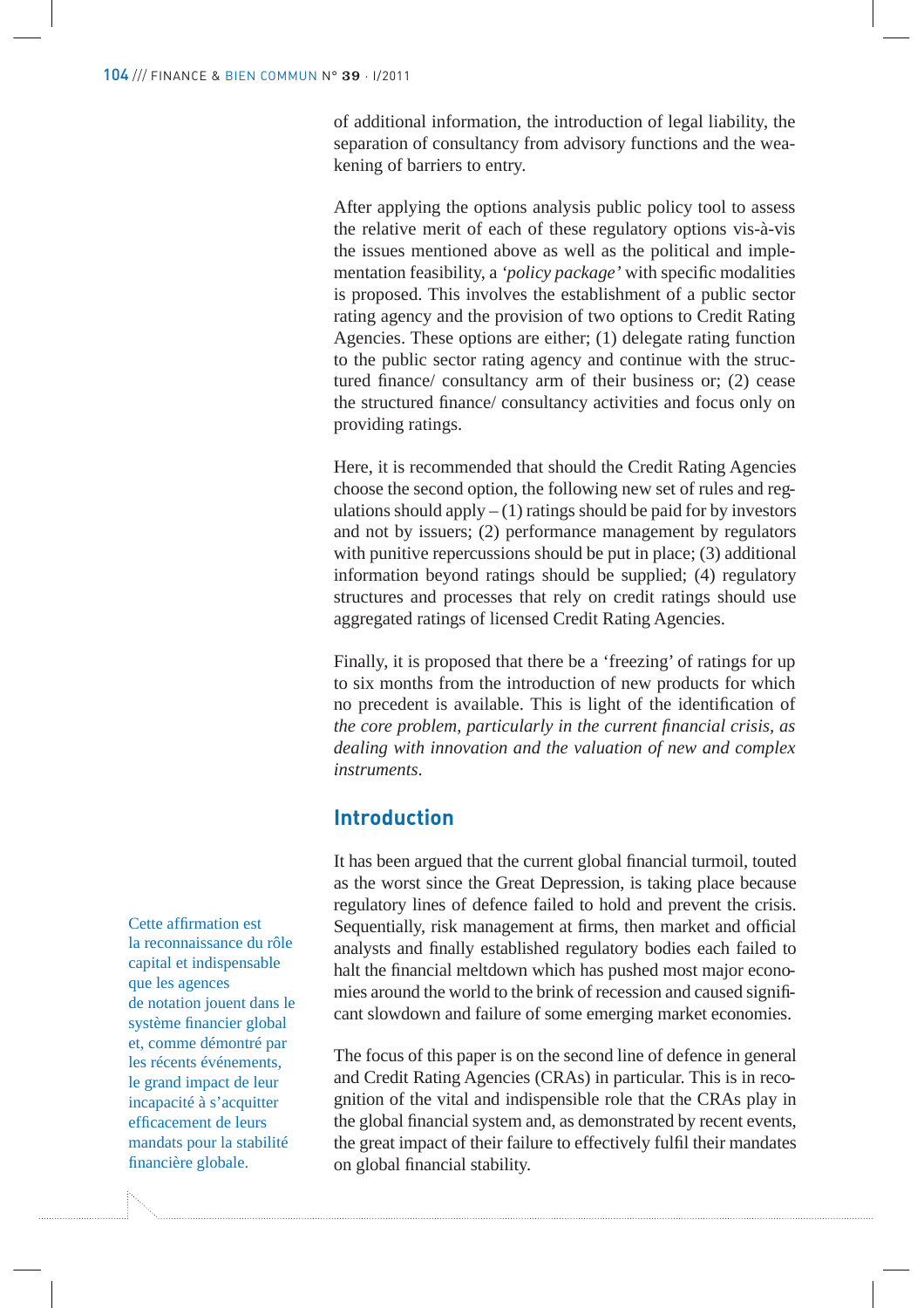of additional information, the introduction of legal liability, the separation of consultancy from advisory functions and the weakening of barriers to entry.

After applying the options analysis public policy tool to assess the relative merit of each of these regulatory options vis-à-vis the issues mentioned above as well as the political and implementation feasibility, a *'policy package'* with specific modalities is proposed. This involves the establishment of a public sector rating agency and the provision of two options to Credit Rating Agencies. These options are either; (1) delegate rating function to the public sector rating agency and continue with the structured finance/ consultancy arm of their business or; (2) cease the structured finance/ consultancy activities and focus only on providing ratings.

Here, it is recommended that should the Credit Rating Agencies choose the second option, the following new set of rules and regulations should apply – (1) ratings should be paid for by investors and not by issuers; (2) performance management by regulators with punitive repercussions should be put in place; (3) additional information beyond ratings should be supplied; (4) regulatory structures and processes that rely on credit ratings should use aggregated ratings of licensed Credit Rating Agencies.

Finally, it is proposed that there be a 'freezing' of ratings for up to six months from the introduction of new products for which no precedent is available. This is light of the identification of *the core problem, particularly in the current financial crisis, as dealing with innovation and the valuation of new and complex instruments*.

## Introduction

It has been argued that the current global financial turmoil, touted as the worst since the Great Depression, is taking place because regulatory lines of defence failed to hold and prevent the crisis. Sequentially, risk management at firms, then market and official analysts and finally established regulatory bodies each failed to halt the financial meltdown which has pushed most major economies around the world to the brink of recession and caused significant slowdown and failure of some emerging market economies.

The focus of this paper is on the second line of defence in general and Credit Rating Agencies (CRAs) in particular. This is in recognition of the vital and indispensible role that the CRAs play in the global financial system and, as demonstrated by recent events, the great impact of their failure to effectively fulfil their mandates on global financial stability.

Cette affirmation est la reconnaissance du rôle capital et indispensable que les agences de notation jouent dans le système financier global et, comme démontré par les récents événements, le grand impact de leur incapacité à s'acquitter efficacement de leurs mandats pour la stabilité financière globale.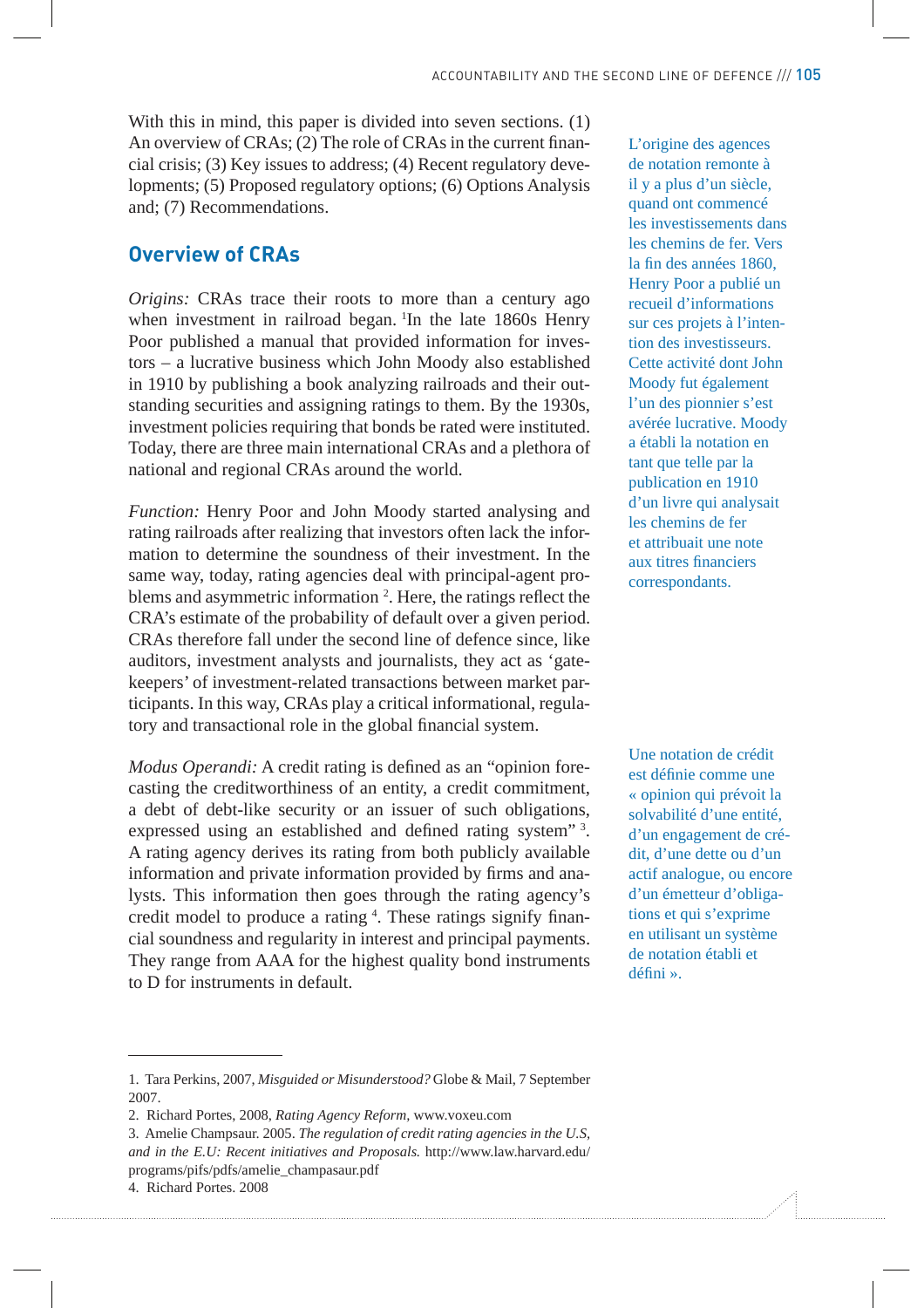With this in mind, this paper is divided into seven sections. (1) An overview of CRAs; (2) The role of CRAs in the current financial crisis; (3) Key issues to address; (4) Recent regulatory developments; (5) Proposed regulatory options; (6) Options Analysis and; (7) Recommendations.

## Overview of CRAs

*Origins:* CRAs trace their roots to more than a century ago when investment in railroad began. [1]In the late 1860s Henry Poor published a manual that provided information for investors – a lucrative business which John Moody also established in 1910 by publishing a book analyzing railroads and their outstanding securities and assigning ratings to them. By the 1930s, investment policies requiring that bonds be rated were instituted. Today, there are three main international CRAs and a plethora of national and regional CRAs around the world.

L'origine des agences de notation remonte à il y a plus d'un siècle, quand ont commencé les investissements dans les chemins de fer. Vers la fin des années 1860, Henry Poor a publié un recueil d'informations sur ces projets à l'intention des investisseurs. Cette activité dont John Moody fut également l'un des pionniers s'est avérée lucrative. Moody a établi la notation en tant que telle par la publication en 1910 d'un livre qui analysait les chemins de fer et attribuait une note aux titres financiers correspondants.

*Function:* Henry Poor and John Moody started analysing and rating railroads after realizing that investors often lack the information to determine the soundness of their investment. In the same way, today, rating agencies deal with principal-agent problems and asymmetric information [2]. Here, the ratings reflect the CRA's estimate of the probability of default over a given period. CRAs therefore fall under the second line of defence since, like auditors, investment analysts and journalists, they act as 'gatekeepers' of investment-related transactions between market participants. In this way, CRAs play a critical informational, regulatory and transactional role in the global financial system.

*Modus Operandi:* A credit rating is defined as an "opinion forecasting the creditworthiness of an entity, a credit commitment, a debt of debt-like security or an issuer of such obligations, expressed using an established and defined rating system" [3]. A rating agency derives its rating from both publicly available information and private information provided by firms and analysts. This information then goes through the rating agency's credit model to produce a rating [4]. These ratings signify financial soundness and regularity in interest and principal payments. They range from AAA for the highest quality bond instruments to D for instruments in default.

Une notation de crédit est définie comme une « opinion qui prévoit la solvabilité d'une entité, d'un engagement de crédit, d'une dette ou d'un actif analogue, ou encore d'un émetteur d'obligations et qui s'exprime en utilisant un système de notation établi et défini ».

---

1. Tara Perkins, 2007, *Misguided or Misunderstood?* Globe & Mail, 7 September 2007.
2. Richard Portes, 2008, *Rating Agency Reform*, www.voxeu.com
3. Amelie Champsaur. 2005. *The regulation of credit rating agencies in the U.S, and in the E.U: Recent initiatives and Proposals.* http://www.law.harvard.edu/programs/pifs/pdfs/amelie_champasaur.pdf
4. Richard Portes. 2008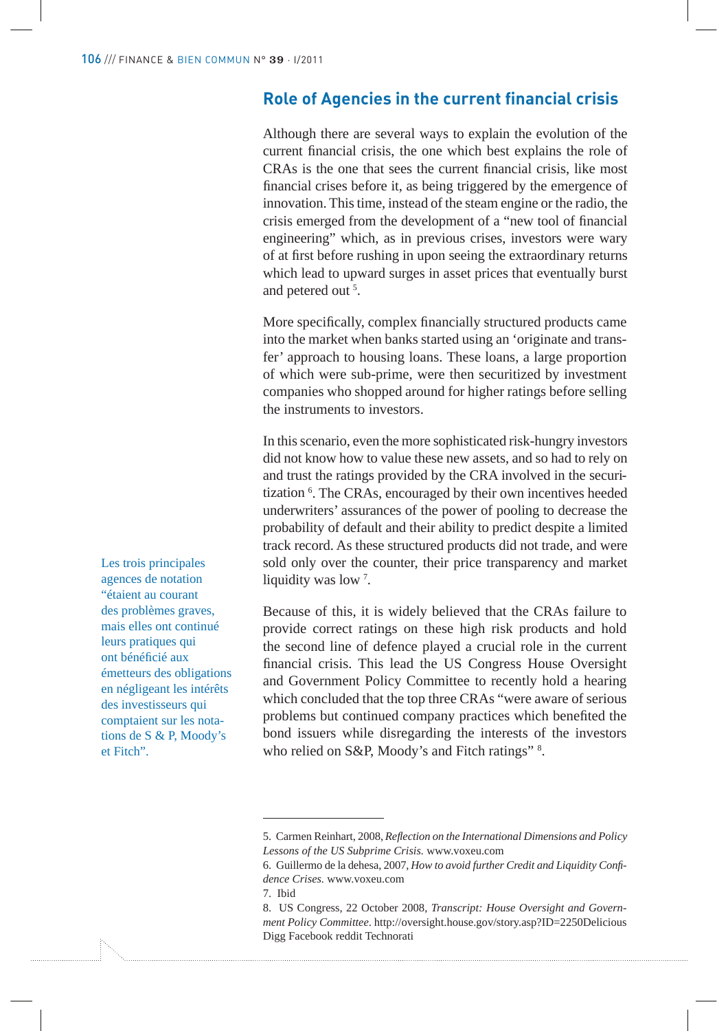## Role of Agencies in the current financial crisis

Although there are several ways to explain the evolution of the current financial crisis, the one which best explains the role of CRAs is the one that sees the current financial crisis, like most financial crises before it, as being triggered by the emergence of innovation. This time, instead of the steam engine or the radio, the crisis emerged from the development of a "new tool of financial engineering" which, as in previous crises, investors were wary of at first before rushing in upon seeing the extraordinary returns which lead to upward surges in asset prices that eventually burst and petered out [5].

More specifically, complex financially structured products came into the market when banks started using an 'originate and transfer' approach to housing loans. These loans, a large proportion of which were sub-prime, were then securitized by investment companies who shopped around for higher ratings before selling the instruments to investors.

In this scenario, even the more sophisticated risk-hungry investors did not know how to value these new assets, and so had to rely on and trust the ratings provided by the CRA involved in the securitization [6]. The CRAs, encouraged by their own incentives heeded underwriters' assurances of the power of pooling to decrease the probability of default and their ability to predict despite a limited track record. As these structured products did not trade, and were sold only over the counter, their price transparency and market liquidity was low [7].

Les trois principales agences de notation "étaient au courant des problèmes graves, mais elles ont continué leurs pratiques qui ont bénéficié aux émetteurs des obligations en négligeant les intérêts des investisseurs qui comptaient sur les notations de S & P, Moody's et Fitch".

Because of this, it is widely believed that the CRAs failure to provide correct ratings on these high risk products and hold the second line of defence played a crucial role in the current financial crisis. This lead the US Congress House Oversight and Government Policy Committee to recently hold a hearing which concluded that the top three CRAs "were aware of serious problems but continued company practices which benefited the bond issuers while disregarding the interests of the investors who relied on S&P, Moody's and Fitch ratings" [8].

---

5. Carmen Reinhart, 2008, *Reflection on the International Dimensions and Policy Lessons of the US Subprime Crisis*. www.voxeu.com

6. Guillermo de la dehesa, 2007, *How to avoid further Credit and Liquidity Confidence Crises*. www.voxeu.com

7. Ibid

8. US Congress, 22 October 2008, *Transcript: House Oversight and Government Policy Committee*. http://oversight.house.gov/story.asp?ID=2250Delicious Digg Facebook reddit Technorati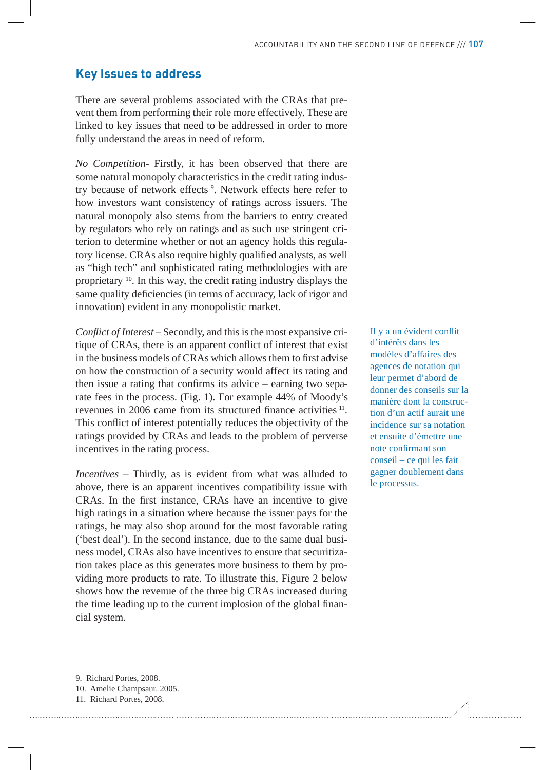## Key Issues to address

There are several problems associated with the CRAs that prevent them from performing their role more effectively. These are linked to key issues that need to be addressed in order to more fully understand the areas in need of reform.

*No Competition*- Firstly, it has been observed that there are some natural monopoly characteristics in the credit rating industry because of network effects [9]. Network effects here refer to how investors want consistency of ratings across issuers. The natural monopoly also stems from the barriers to entry created by regulators who rely on ratings and as such use stringent criterion to determine whether or not an agency holds this regulatory license. CRAs also require highly qualified analysts, as well as "high tech" and sophisticated rating methodologies with are proprietary [10]. In this way, the credit rating industry displays the same quality deficiencies (in terms of accuracy, lack of rigor and innovation) evident in any monopolistic market.

*Conflict of Interest* – Secondly, and this is the most expansive critique of CRAs, there is an apparent conflict of interest that exist in the business models of CRAs which allows them to first advise on how the construction of a security would affect its rating and then issue a rating that confirms its advice – earning two separate fees in the process. (Fig. 1). For example 44% of Moody's revenues in 2006 came from its structured finance activities [11]. This conflict of interest potentially reduces the objectivity of the ratings provided by CRAs and leads to the problem of perverse incentives in the rating process.

Il y a un évident conflit d'intérêts dans les modèles d'affaires des agences de notation qui leur permet d'abord de donner des conseils sur la manière dont la construction d'un actif aurait une incidence sur sa notation et ensuite d'émettre une note confirmant son conseil – ce qui les fait gagner doublement dans le processus.

*Incentives* – Thirdly, as is evident from what was alluded to above, there is an apparent incentives compatibility issue with CRAs. In the first instance, CRAs have an incentive to give high ratings in a situation where because the issuer pays for the ratings, he may also shop around for the most favorable rating ('best deal'). In the second instance, due to the same dual business model, CRAs also have incentives to ensure that securitization takes place as this generates more business to them by providing more products to rate. To illustrate this, Figure 2 below shows how the revenue of the three big CRAs increased during the time leading up to the current implosion of the global financial system.

9. Richard Portes, 2008.
10. Amelie Champsaur. 2005.
11. Richard Portes, 2008.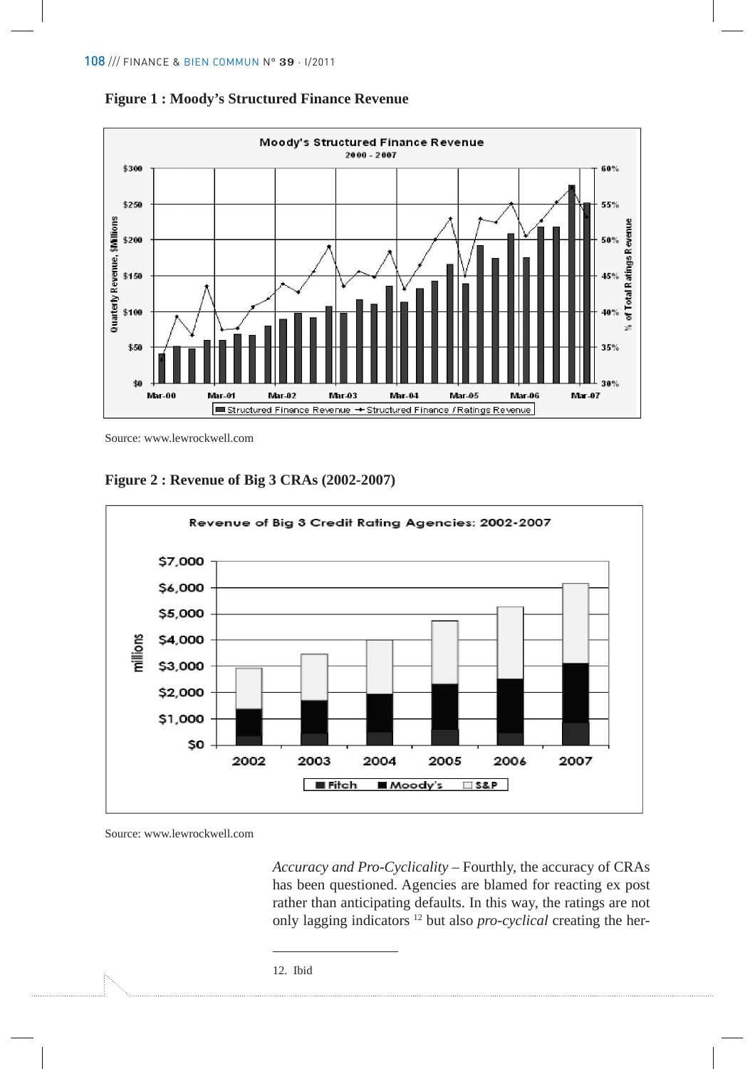**Figure 1 : Moody's Structured Finance Revenue**

Source: www.lewrockwell.com

**Figure 2 : Revenue of Big 3 CRAs (2002-2007)**

Source: www.lewrockwell.com

*Accuracy and Pro-Cyclicality* – Fourthly, the accuracy of CRAs has been questioned. Agencies are blamed for reacting ex post rather than anticipating defaults. In this way, the ratings are not only lagging indicators [12] but also *pro-cyclical* creating the her-

12. Ibid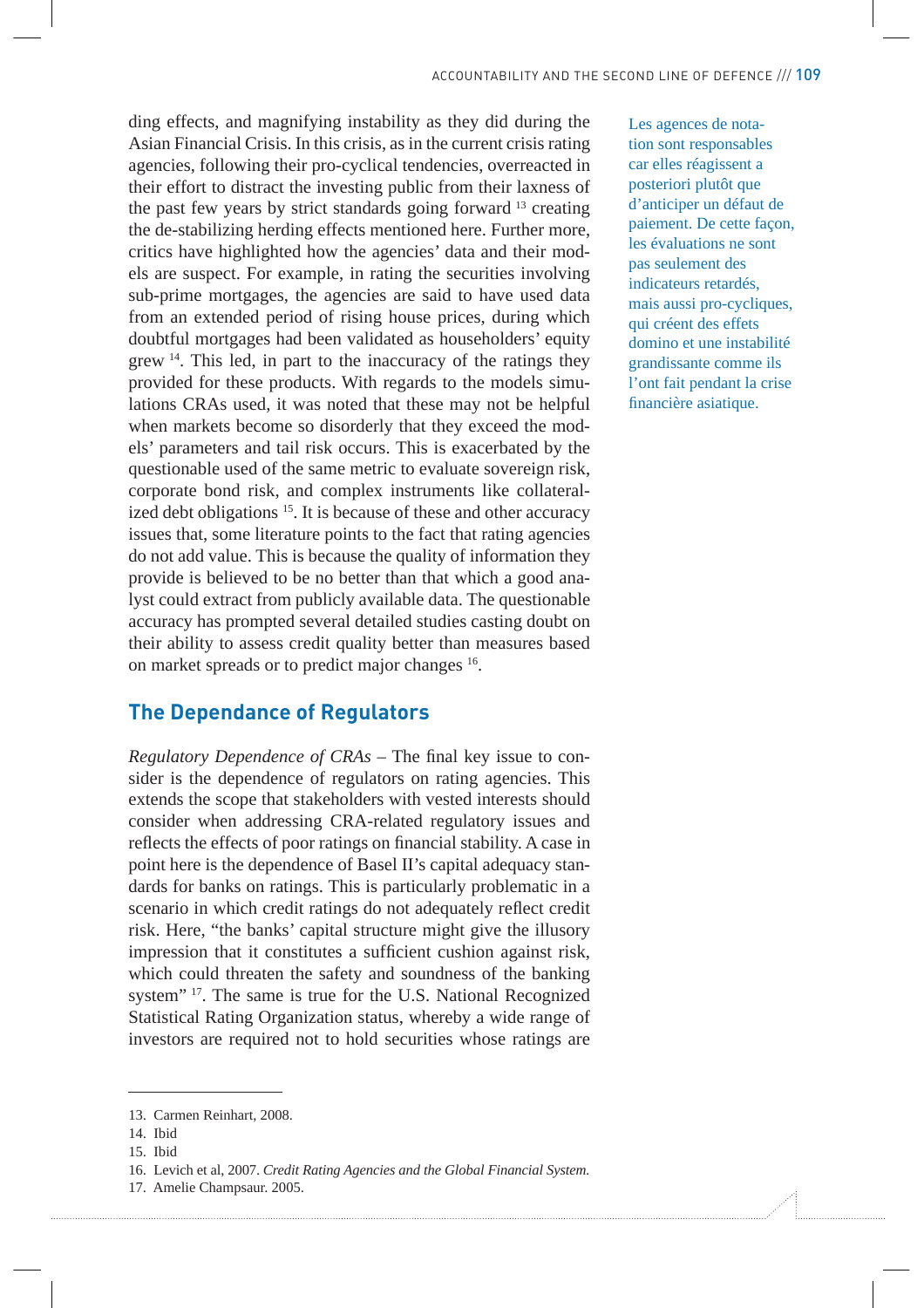ding effects, and magnifying instability as they did during the Asian Financial Crisis. In this crisis, as in the current crisis rating agencies, following their pro-cyclical tendencies, overreacted in their effort to distract the investing public from their laxness of the past few years by strict standards going forward [13] creating the de-stabilizing herding effects mentioned here. Further more, critics have highlighted how the agencies' data and their models are suspect. For example, in rating the securities involving sub-prime mortgages, the agencies are said to have used data from an extended period of rising house prices, during which doubtful mortgages had been validated as householders' equity grew [14]. This led, in part to the inaccuracy of the ratings they provided for these products. With regards to the models simulations CRAs used, it was noted that these may not be helpful when markets become so disorderly that they exceed the models' parameters and tail risk occurs. This is exacerbated by the questionable used of the same metric to evaluate sovereign risk, corporate bond risk, and complex instruments like collateralized debt obligations [15]. It is because of these and other accuracy issues that, some literature points to the fact that rating agencies do not add value. This is because the quality of information they provide is believed to be no better than that which a good analyst could extract from publicly available data. The questionable accuracy has prompted several detailed studies casting doubt on their ability to assess credit quality better than measures based on market spreads or to predict major changes [16].

Les agences de notation sont responsables car elles réagissent a posteriori plutôt que d'anticiper un défaut de paiement. De cette façon, les évaluations ne sont pas seulement des indicateurs retardés, mais aussi pro-cycliques, qui créent des effets domino et une instabilité grandissante comme ils l'ont fait pendant la crise financière asiatique.

## The Dependance of Regulators

*Regulatory Dependence of CRAs* – The final key issue to consider is the dependence of regulators on rating agencies. This extends the scope that stakeholders with vested interests should consider when addressing CRA-related regulatory issues and reflects the effects of poor ratings on financial stability. A case in point here is the dependence of Basel II's capital adequacy standards for banks on ratings. This is particularly problematic in a scenario in which credit ratings do not adequately reflect credit risk. Here, "the banks' capital structure might give the illusory impression that it constitutes a sufficient cushion against risk, which could threaten the safety and soundness of the banking system" [17]. The same is true for the U.S. National Recognized Statistical Rating Organization status, whereby a wide range of investors are required not to hold securities whose ratings are

---

13. Carmen Reinhart, 2008.
14. Ibid
15. Ibid
16. Levich et al, 2007. *Credit Rating Agencies and the Global Financial System.*
17. Amelie Champsaur. 2005.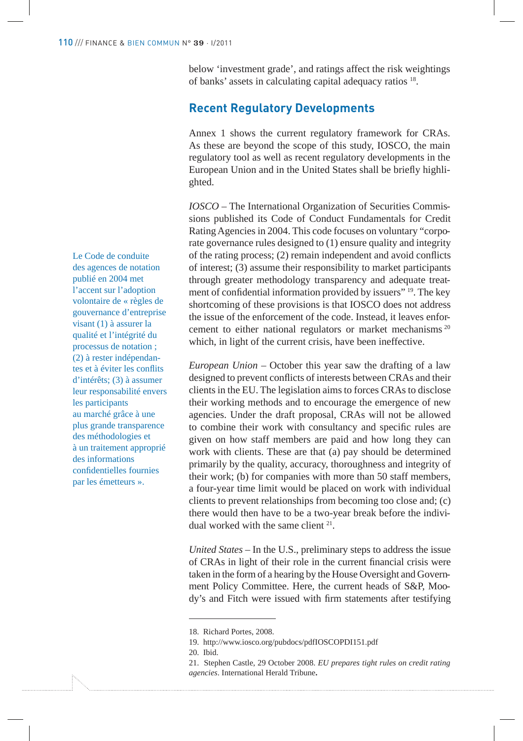below 'investment grade', and ratings affect the risk weightings of banks' assets in calculating capital adequacy ratios [18].

## Recent Regulatory Developments

Annex 1 shows the current regulatory framework for CRAs. As these are beyond the scope of this study, IOSCO, the main regulatory tool as well as recent regulatory developments in the European Union and in the United States shall be briefly highlighted.

*IOSCO* – The International Organization of Securities Commissions published its Code of Conduct Fundamentals for Credit Rating Agencies in 2004. This code focuses on voluntary "corporate governance rules designed to (1) ensure quality and integrity of the rating process; (2) remain independent and avoid conflicts of interest; (3) assume their responsibility to market participants through greater methodology transparency and adequate treatment of confidential information provided by issuers" [19]. The key shortcoming of these provisions is that IOSCO does not address the issue of the enforcement of the code. Instead, it leaves enforcement to either national regulators or market mechanisms [20] which, in light of the current crisis, have been ineffective.

Le Code de conduite des agences de notation publié en 2004 met l'accent sur l'adoption volontaire de « règles de gouvernance d'entreprise visant (1) à assurer la qualité et l'intégrité du processus de notation ; (2) à rester indépendantes et à éviter les conflits d'intérêts; (3) à assumer leur responsabilité envers les participants au marché grâce à une plus grande transparence des méthodologies et à un traitement approprié des informations confidentielles fournies par les émetteurs ».

*European Union* – October this year saw the drafting of a law designed to prevent conflicts of interests between CRAs and their clients in the EU. The legislation aims to forces CRAs to disclose their working methods and to encourage the emergence of new agencies. Under the draft proposal, CRAs will not be allowed to combine their work with consultancy and specific rules are given on how staff members are paid and how long they can work with clients. These are that (a) pay should be determined primarily by the quality, accuracy, thoroughness and integrity of their work; (b) for companies with more than 50 staff members, a four-year time limit would be placed on work with individual clients to prevent relationships from becoming too close and; (c) there would then have to be a two-year break before the individual worked with the same client [21].

*United States* – In the U.S., preliminary steps to address the issue of CRAs in light of their role in the current financial crisis were taken in the form of a hearing by the House Oversight and Government Policy Committee. Here, the current heads of S&P, Moody's and Fitch were issued with firm statements after testifying

---

18. Richard Portes, 2008.
19. http://www.iosco.org/pubdocs/pdfIOSCOPDI151.pdf
20. Ibid.
21. Stephen Castle, 29 October 2008. *EU prepares tight rules on credit rating agencies*. International Herald Tribune.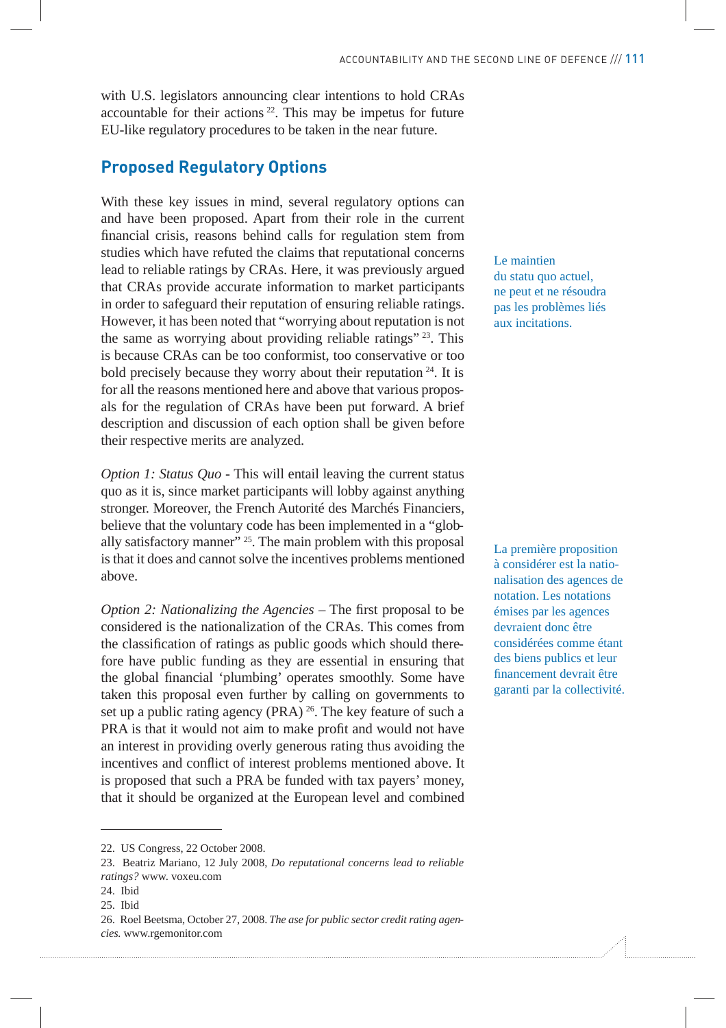with U.S. legislators announcing clear intentions to hold CRAs accountable for their actions [22]. This may be impetus for future EU-like regulatory procedures to be taken in the near future.

## Proposed Regulatory Options

With these key issues in mind, several regulatory options can and have been proposed. Apart from their role in the current financial crisis, reasons behind calls for regulation stem from studies which have refuted the claims that reputational concerns lead to reliable ratings by CRAs. Here, it was previously argued that CRAs provide accurate information to market participants in order to safeguard their reputation of ensuring reliable ratings. However, it has been noted that "worrying about reputation is not the same as worrying about providing reliable ratings" [23]. This is because CRAs can be too conformist, too conservative or too bold precisely because they worry about their reputation [24]. It is for all the reasons mentioned here and above that various proposals for the regulation of CRAs have been put forward. A brief description and discussion of each option shall be given before their respective merits are analyzed.

Le maintien du statu quo actuel, ne peut et ne résoudra pas les problèmes liés aux incitations.

*Option 1: Status Quo* - This will entail leaving the current status quo as it is, since market participants will lobby against anything stronger. Moreover, the French Autorité des Marchés Financiers, believe that the voluntary code has been implemented in a "globally satisfactory manner" [25]. The main problem with this proposal is that it does and cannot solve the incentives problems mentioned above.

La première proposition à considérer est la nationalisation des agences de notation. Les notations émises par les agences devraient donc être considérées comme étant des biens publics et leur financement devrait être garanti par la collectivité.

*Option 2: Nationalizing the Agencies* – The first proposal to be considered is the nationalization of the CRAs. This comes from the classification of ratings as public goods which should therefore have public funding as they are essential in ensuring that the global financial 'plumbing' operates smoothly. Some have taken this proposal even further by calling on governments to set up a public rating agency (PRA) [26]. The key feature of such a PRA is that it would not aim to make profit and would not have an interest in providing overly generous rating thus avoiding the incentives and conflict of interest problems mentioned above. It is proposed that such a PRA be funded with tax payers' money, that it should be organized at the European level and combined

---

22. US Congress, 22 October 2008.

23. Beatriz Mariano, 12 July 2008, *Do reputational concerns lead to reliable ratings?* www. voxeu.com

24. Ibid

25. Ibid

26. Roel Beetsma, October 27, 2008. *The ase for public sector credit rating agencies.* www.rgemonitor.com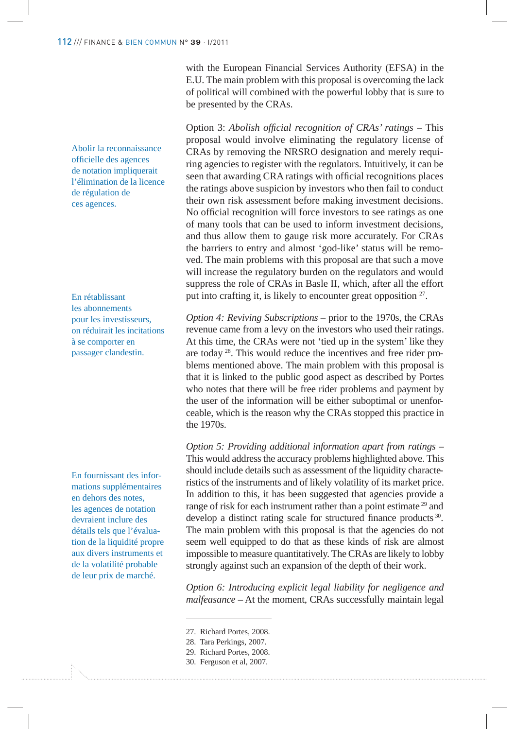with the European Financial Services Authority (EFSA) in the E.U. The main problem with this proposal is overcoming the lack of political will combined with the powerful lobby that is sure to be presented by the CRAs.

Abolir la reconnaissance officielle des agences de notation impliquerait l'élimination de la licence de régulation de ces agences.

Option 3: *Abolish official recognition of CRAs' ratings* – This proposal would involve eliminating the regulatory license of CRAs by removing the NRSRO designation and merely requiring agencies to register with the regulators. Intuitively, it can be seen that awarding CRA ratings with official recognitions places the ratings above suspicion by investors who then fail to conduct their own risk assessment before making investment decisions. No official recognition will force investors to see ratings as one of many tools that can be used to inform investment decisions, and thus allow them to gauge risk more accurately. For CRAs the barriers to entry and almost 'god-like' status will be removed. The main problems with this proposal are that such a move will increase the regulatory burden on the regulators and would suppress the role of CRAs in Basle II, which, after all the effort put into crafting it, is likely to encounter great opposition [27].

En rétablissant les abonnements pour les investisseurs, on réduirait les incitations à se comporter en passager clandestin.

*Option 4: Reviving Subscriptions* – prior to the 1970s, the CRAs revenue came from a levy on the investors who used their ratings. At this time, the CRAs were not 'tied up in the system' like they are today [28]. This would reduce the incentives and free rider problems mentioned above. The main problem with this proposal is that it is linked to the public good aspect as described by Portes who notes that there will be free rider problems and payment by the user of the information will be either suboptimal or unenforceable, which is the reason why the CRAs stopped this practice in the 1970s.

En fournissant des informations supplémentaires en dehors des notes, les agences de notation devraient inclure des détails tels que l'évaluation de la liquidité propre aux divers instruments et de la volatilité probable de leur prix de marché.

*Option 5: Providing additional information apart from ratings* – This would address the accuracy problems highlighted above. This should include details such as assessment of the liquidity characteristics of the instruments and of likely volatility of its market price. In addition to this, it has been suggested that agencies provide a range of risk for each instrument rather than a point estimate [29] and develop a distinct rating scale for structured finance products [30]. The main problem with this proposal is that the agencies do not seem well equipped to do that as these kinds of risk are almost impossible to measure quantitatively. The CRAs are likely to lobby strongly against such an expansion of the depth of their work.

*Option 6: Introducing explicit legal liability for negligence and malfeasance* – At the moment, CRAs successfully maintain legal

27. Richard Portes, 2008.
28. Tara Perkings, 2007.
29. Richard Portes, 2008.
30. Ferguson et al, 2007.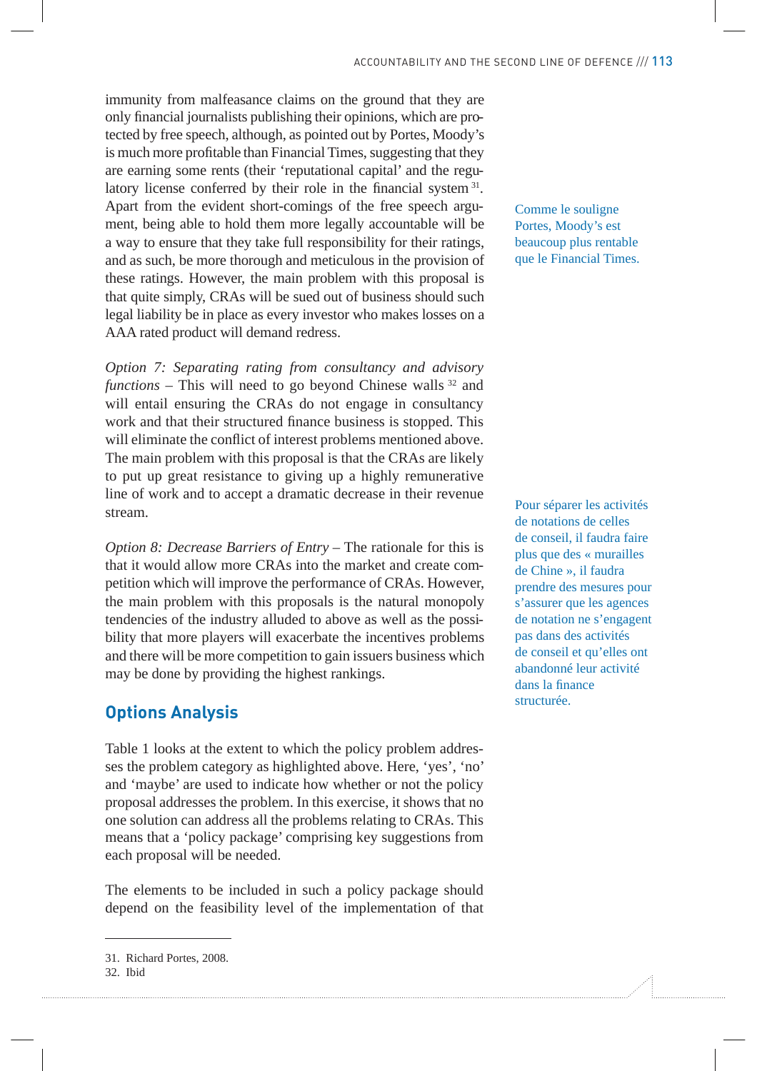immunity from malfeasance claims on the ground that they are only financial journalists publishing their opinions, which are protected by free speech, although, as pointed out by Portes, Moody's is much more profitable than Financial Times, suggesting that they are earning some rents (their 'reputational capital' and the regulatory license conferred by their role in the financial system [31]. Apart from the evident short-comings of the free speech argument, being able to hold them more legally accountable will be a way to ensure that they take full responsibility for their ratings, and as such, be more thorough and meticulous in the provision of these ratings. However, the main problem with this proposal is that quite simply, CRAs will be sued out of business should such legal liability be in place as every investor who makes losses on a AAA rated product will demand redress.

Comme le souligne Portes, Moody's est beaucoup plus rentable que le Financial Times.

*Option 7: Separating rating from consultancy and advisory functions* – This will need to go beyond Chinese walls [32] and will entail ensuring the CRAs do not engage in consultancy work and that their structured finance business is stopped. This will eliminate the conflict of interest problems mentioned above. The main problem with this proposal is that the CRAs are likely to put up great resistance to giving up a highly remunerative line of work and to accept a dramatic decrease in their revenue stream.

Pour séparer les activités de notations de celles de conseil, il faudra faire plus que des « murailles de Chine », il faudra prendre des mesures pour s'assurer que les agences de notation ne s'engagent pas dans des activités de conseil et qu'elles ont abandonné leur activité dans la finance structurée.

*Option 8: Decrease Barriers of Entry* – The rationale for this is that it would allow more CRAs into the market and create competition which will improve the performance of CRAs. However, the main problem with this proposals is the natural monopoly tendencies of the industry alluded to above as well as the possibility that more players will exacerbate the incentives problems and there will be more competition to gain issuers business which may be done by providing the highest rankings.

## Options Analysis

Table 1 looks at the extent to which the policy problem addresses the problem category as highlighted above. Here, 'yes', 'no' and 'maybe' are used to indicate how whether or not the policy proposal addresses the problem. In this exercise, it shows that no one solution can address all the problems relating to CRAs. This means that a 'policy package' comprising key suggestions from each proposal will be needed.

The elements to be included in such a policy package should depend on the feasibility level of the implementation of that

31. Richard Portes, 2008.
32. Ibid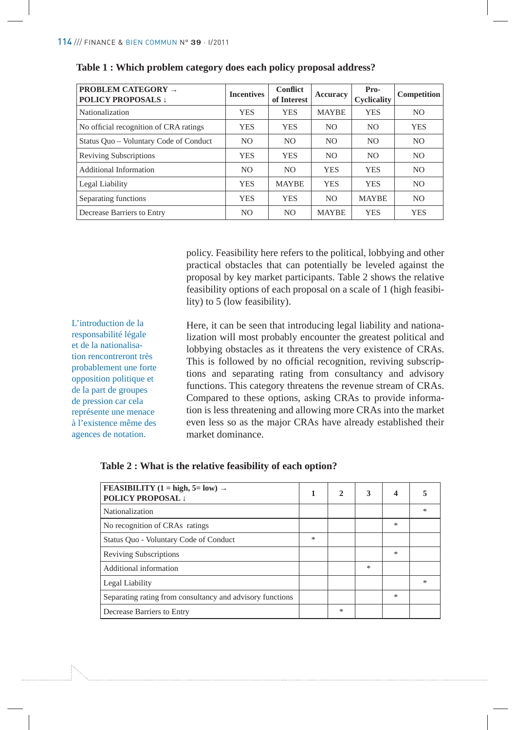**Table 1 : Which problem category does each policy proposal address?**

| PROBLEM CATEGORY → POLICY PROPOSALS ↓ | Incentives | Conflict of Interest | Accuracy | Pro-Cyclicality | Competition |
|---|---|---|---|---|---|
| Nationalization | YES | YES | MAYBE | YES | NO |
| No official recognition of CRA ratings | YES | YES | NO | NO | YES |
| Status Quo – Voluntary Code of Conduct | NO | NO | NO | NO | NO |
| Reviving Subscriptions | YES | YES | NO | NO | NO |
| Additional Information | NO | NO | YES | YES | NO |
| Legal Liability | YES | MAYBE | YES | YES | NO |
| Separating functions | YES | YES | NO | MAYBE | NO |
| Decrease Barriers to Entry | NO | NO | MAYBE | YES | YES |

policy. Feasibility here refers to the political, lobbying and other practical obstacles that can potentially be leveled against the proposal by key market participants. Table 2 shows the relative feasibility options of each proposal on a scale of 1 (high feasibility) to 5 (low feasibility).

L'introduction de la responsabilité légale et de la nationalisation rencontreront très probablement une forte opposition politique et de la part de groupes de pression car cela représente une menace à l'existence même des agences de notation.

Here, it can be seen that introducing legal liability and nationalization will most probably encounter the greatest political and lobbying obstacles as it threatens the very existence of CRAs. This is followed by no official recognition, reviving subscriptions and separating rating from consultancy and advisory functions. This category threatens the revenue stream of CRAs. Compared to these options, asking CRAs to provide information is less threatening and allowing more CRAs into the market even less so as the major CRAs have already established their market dominance.

**Table 2 : What is the relative feasibility of each option?**

| FEASIBILITY (1 = high, 5= low) → POLICY PROPOSAL ↓ | 1 | 2 | 3 | 4 | 5 |
|---|---|---|---|---|---|
| Nationalization | | | | | * |
| No recognition of CRAs ratings | | | | * | |
| Status Quo - Voluntary Code of Conduct | * | | | | |
| Reviving Subscriptions | | | | * | |
| Additional information | | | * | | |
| Legal Liability | | | | | * |
| Separating rating from consultancy and advisory functions | | | | * | |
| Decrease Barriers to Entry | | * | | | |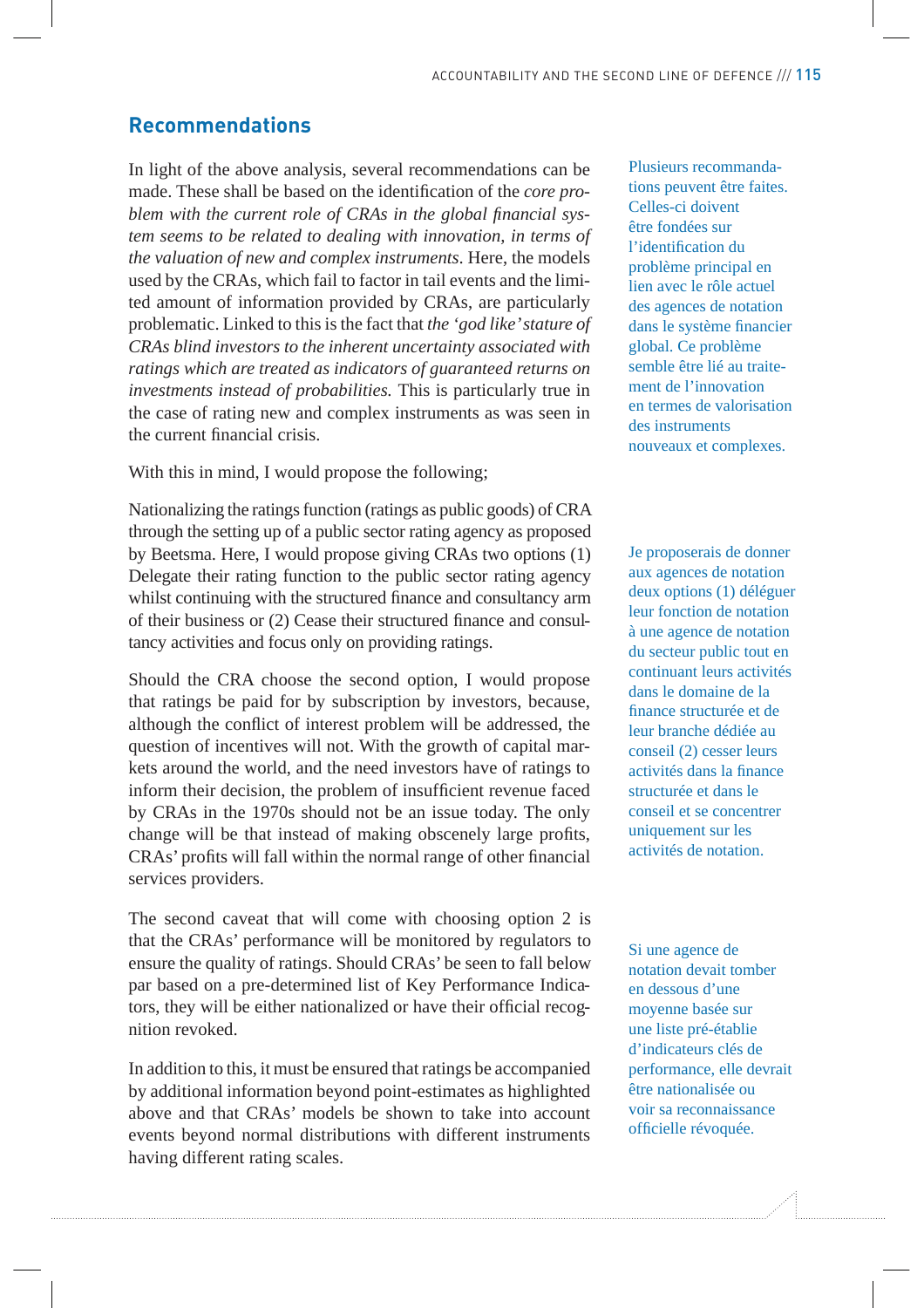## Recommendations

In light of the above analysis, several recommendations can be made. These shall be based on the identification of the *core problem with the current role of CRAs in the global financial system seems to be related to dealing with innovation, in terms of the valuation of new and complex instruments*. Here, the models used by the CRAs, which fail to factor in tail events and the limited amount of information provided by CRAs, are particularly problematic. Linked to this is the fact that *the 'god like' stature of CRAs blind investors to the inherent uncertainty associated with ratings which are treated as indicators of guaranteed returns on investments instead of probabilities.* This is particularly true in the case of rating new and complex instruments as was seen in the current financial crisis.

Plusieurs recommandations peuvent être faites. Celles-ci doivent être fondées sur l'identification du problème principal en lien avec le rôle actuel des agences de notation dans le système financier global. Ce problème semble être lié au traitement de l'innovation en termes de valorisation des instruments nouveaux et complexes.

With this in mind, I would propose the following;

Nationalizing the ratings function (ratings as public goods) of CRA through the setting up of a public sector rating agency as proposed by Beetsma. Here, I would propose giving CRAs two options (1) Delegate their rating function to the public sector rating agency whilst continuing with the structured finance and consultancy arm of their business or (2) Cease their structured finance and consultancy activities and focus only on providing ratings.

Je proposerais de donner aux agences de notation deux options (1) déléguer leur fonction de notation à une agence de notation du secteur public tout en continuant leurs activités dans le domaine de la finance structurée et de leur branche dédiée au conseil (2) cesser leurs activités dans la finance structurée et dans le conseil et se concentrer uniquement sur les activités de notation.

Should the CRA choose the second option, I would propose that ratings be paid for by subscription by investors, because, although the conflict of interest problem will be addressed, the question of incentives will not. With the growth of capital markets around the world, and the need investors have of ratings to inform their decision, the problem of insufficient revenue faced by CRAs in the 1970s should not be an issue today. The only change will be that instead of making obscenely large profits, CRAs' profits will fall within the normal range of other financial services providers.

The second caveat that will come with choosing option 2 is that the CRAs' performance will be monitored by regulators to ensure the quality of ratings. Should CRAs' be seen to fall below par based on a pre-determined list of Key Performance Indicators, they will be either nationalized or have their official recognition revoked.

Si une agence de notation devait tomber en dessous d'une moyenne basée sur une liste pré-établie d'indicateurs clés de performance, elle devrait être nationalisée ou voir sa reconnaissance officielle révoquée.

In addition to this, it must be ensured that ratings be accompanied by additional information beyond point-estimates as highlighted above and that CRAs' models be shown to take into account events beyond normal distributions with different instruments having different rating scales.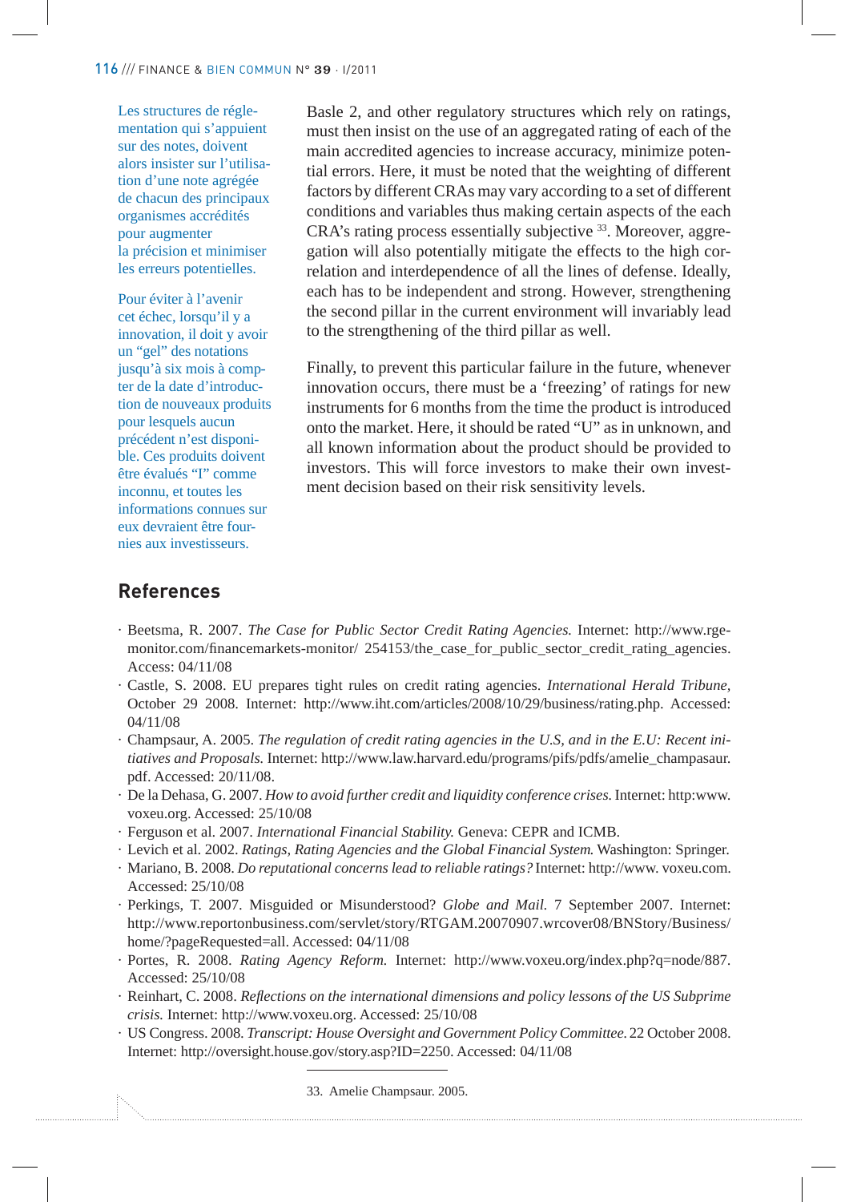Les structures de réglementation qui s'appuient sur des notes, doivent alors insister sur l'utilisation d'une note agrégée de chacun des principaux organismes accrédités pour augmenter la précision et minimiser les erreurs potentielles.

Pour éviter à l'avenir cet échec, lorsqu'il y a innovation, il doit y avoir un "gel" des notations jusqu'à six mois à compter de la date d'introduction de nouveaux produits pour lesquels aucun précédent n'est disponible. Ces produits doivent être évalués "I" comme inconnu, et toutes les informations connues sur eux devraient être fournies aux investisseurs.

Basle 2, and other regulatory structures which rely on ratings, must then insist on the use of an aggregated rating of each of the main accredited agencies to increase accuracy, minimize potential errors. Here, it must be noted that the weighting of different factors by different CRAs may vary according to a set of different conditions and variables thus making certain aspects of the each CRA's rating process essentially subjective [33]. Moreover, aggregation will also potentially mitigate the effects to the high correlation and interdependence of all the lines of defense. Ideally, each has to be independent and strong. However, strengthening the second pillar in the current environment will invariably lead to the strengthening of the third pillar as well.

Finally, to prevent this particular failure in the future, whenever innovation occurs, there must be a 'freezing' of ratings for new instruments for 6 months from the time the product is introduced onto the market. Here, it should be rated "U" as in unknown, and all known information about the product should be provided to investors. This will force investors to make their own investment decision based on their risk sensitivity levels.

## References

- Beetsma, R. 2007. *The Case for Public Sector Credit Rating Agencies.* Internet: http://www.rgemonitor.com/financemarkets-monitor/ 254153/the_case_for_public_sector_credit_rating_agencies. Access: 04/11/08
- Castle, S. 2008. EU prepares tight rules on credit rating agencies. *International Herald Tribune*, October 29 2008. Internet: http://www.iht.com/articles/2008/10/29/business/rating.php. Accessed: 04/11/08
- Champsaur, A. 2005. *The regulation of credit rating agencies in the U.S, and in the E.U: Recent initiatives and Proposals.* Internet: http://www.law.harvard.edu/programs/pifs/pdfs/amelie_champasaur.pdf. Accessed: 20/11/08.
- De la Dehasa, G. 2007. *How to avoid further credit and liquidity conference crises.* Internet: http:www.voxeu.org. Accessed: 25/10/08
- Ferguson et al. 2007. *International Financial Stability.* Geneva: CEPR and ICMB.
- Levich et al. 2002. *Ratings, Rating Agencies and the Global Financial System.* Washington: Springer.
- Mariano, B. 2008. *Do reputational concerns lead to reliable ratings?* Internet: http://www. voxeu.com. Accessed: 25/10/08
- Perkings, T. 2007. Misguided or Misunderstood? *Globe and Mail.* 7 September 2007. Internet: http://www.reportonbusiness.com/servlet/story/RTGAM.20070907.wrcover08/BNStory/Business/home/?pageRequested=all. Accessed: 04/11/08
- Portes, R. 2008. *Rating Agency Reform.* Internet: http://www.voxeu.org/index.php?q=node/887. Accessed: 25/10/08
- Reinhart, C. 2008. *Reflections on the international dimensions and policy lessons of the US Subprime crisis.* Internet: http://www.voxeu.org. Accessed: 25/10/08
- US Congress. 2008. *Transcript: House Oversight and Government Policy Committee.* 22 October 2008. Internet: http://oversight.house.gov/story.asp?ID=2250. Accessed: 04/11/08

---

33. Amelie Champsaur. 2005.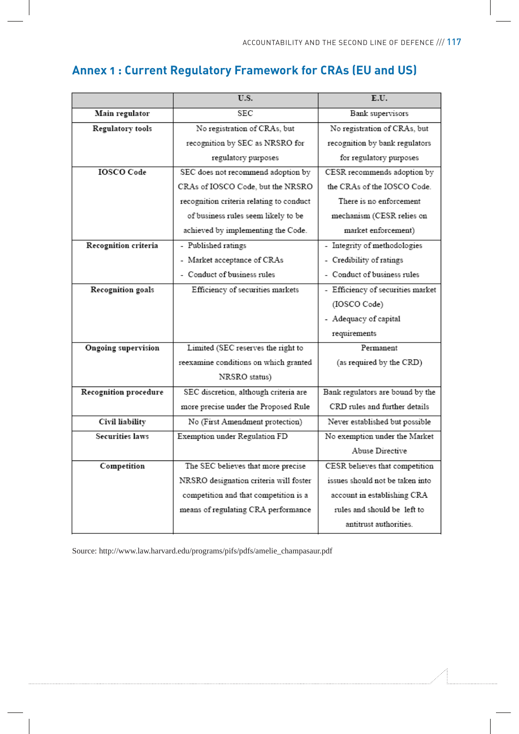## Annex 1 : Current Regulatory Framework for CRAs (EU and US)

| | U.S. | E.U. |
|---|---|---|
| **Main regulator** | SEC | Bank supervisors |
| **Regulatory tools** | No registration of CRAs, but recognition by SEC as NRSRO for regulatory purposes | No registration of CRAs, but recognition by bank regulators for regulatory purposes |
| **IOSCO Code** | SEC does not recommend adoption by CRAs of IOSCO Code, but the NRSRO recognition criteria relating to conduct of business rules seem likely to be achieved by implementing the Code. | CESR recommends adoption by the CRAs of the IOSCO Code. There is no enforcement mechanism (CESR relies on market enforcement) |
| **Recognition criteria** | - Published ratings<br>- Market acceptance of CRAs<br>- Conduct of business rules | - Integrity of methodologies<br>- Credibility of ratings<br>- Conduct of business rules |
| **Recognition goals** | Efficiency of securities markets | - Efficiency of securities market (IOSCO Code)<br>- Adequacy of capital requirements |
| **Ongoing supervision** | Limited (SEC reserves the right to reexamine conditions on which granted NRSRO status) | Permanent (as required by the CRD) |
| **Recognition procedure** | SEC discretion, although criteria are more precise under the Proposed Rule | Bank regulators are bound by the CRD rules and further details |
| **Civil liability** | No (First Amendment protection) | Never established but possible |
| **Securities laws** | Exemption under Regulation FD | No exemption under the Market Abuse Directive |
| **Competition** | The SEC believes that more precise NRSRO designation criteria will foster competition and that competition is a means of regulating CRA performance | CESR believes that competition issues should not be taken into account in establishing CRA rules and should be left to antitrust authorities. |

Source: http://www.law.harvard.edu/programs/pifs/pdfs/amelie_champasaur.pdf